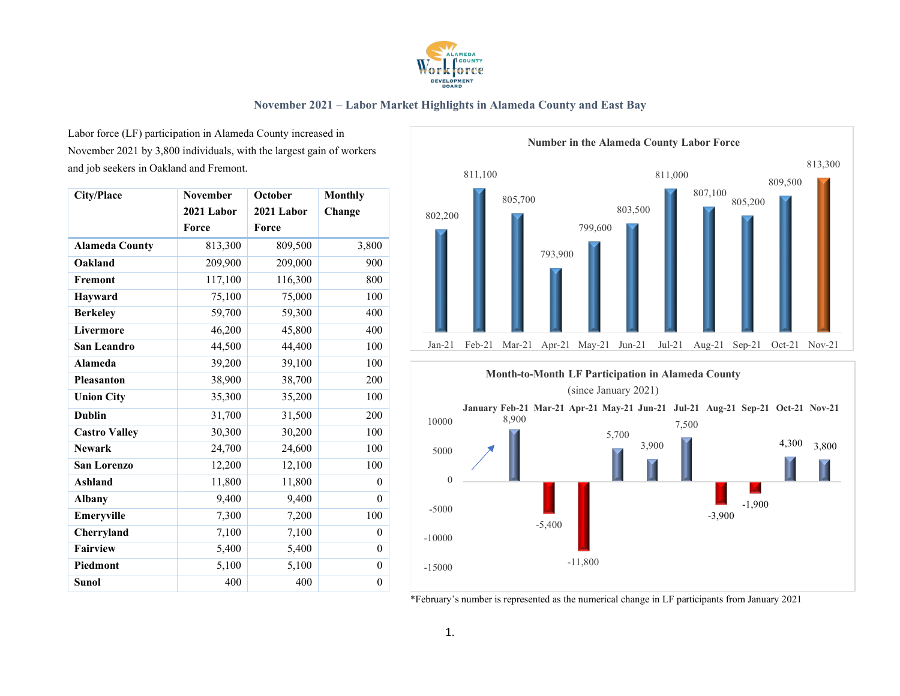## November 2021 – Labor Market Highlights in Alameda County and East Bay

Labor force (LF) participation in Alameda County increased in November 2021 by 3,800 individuals, with the largest gain of workers and job seekers in Oakland and Fremont.

| City/Place | November 2021 Labor Force | October 2021 Labor Force | Monthly Change |
|---|---|---|---|
| **Alameda County** | 813,300 | 809,500 | 3,800 |
| **Oakland** | 209,900 | 209,000 | 900 |
| **Fremont** | 117,100 | 116,300 | 800 |
| **Hayward** | 75,100 | 75,000 | 100 |
| **Berkeley** | 59,700 | 59,300 | 400 |
| **Livermore** | 46,200 | 45,800 | 400 |
| **San Leandro** | 44,500 | 44,400 | 100 |
| **Alameda** | 39,200 | 39,100 | 100 |
| **Pleasanton** | 38,900 | 38,700 | 200 |
| **Union City** | 35,300 | 35,200 | 100 |
| **Dublin** | 31,700 | 31,500 | 200 |
| **Castro Valley** | 30,300 | 30,200 | 100 |
| **Newark** | 24,700 | 24,600 | 100 |
| **San Lorenzo** | 12,200 | 12,100 | 100 |
| **Ashland** | 11,800 | 11,800 | 0 |
| **Albany** | 9,400 | 9,400 | 0 |
| **Emeryville** | 7,300 | 7,200 | 100 |
| **Cherryland** | 7,100 | 7,100 | 0 |
| **Fairview** | 5,400 | 5,400 | 0 |
| **Piedmont** | 5,100 | 5,100 | 0 |
| **Sunol** | 400 | 400 | 0 |

**Number in the Alameda County Labor Force**

| Month | Labor Force |
|---|---|
| Jan-21 | 802,200 |
| Feb-21 | 811,100 |
| Mar-21 | 805,700 |
| Apr-21 | 793,900 |
| May-21 | 799,600 |
| Jun-21 | 803,500 |
| Jul-21 | 811,000 |
| Aug-21 | 807,100 |
| Sep-21 | 805,200 |
| Oct-21 | 809,500 |
| Nov-21 | 813,300 |

**Month-to-Month LF Participation in Alameda County** (since January 2021)

| Month | Change |
|---|---|
| January | |
| Feb-21 | 8,900 |
| Mar-21 | -5,400 |
| Apr-21 | -11,800 |
| May-21 | 5,700 |
| Jun-21 | 3,900 |
| Jul-21 | 7,500 |
| Aug-21 | -3,900 |
| Sep-21 | -1,900 |
| Oct-21 | 4,300 |
| Nov-21 | 3,800 |

*February's number is represented as the numerical change in LF participants from January 2021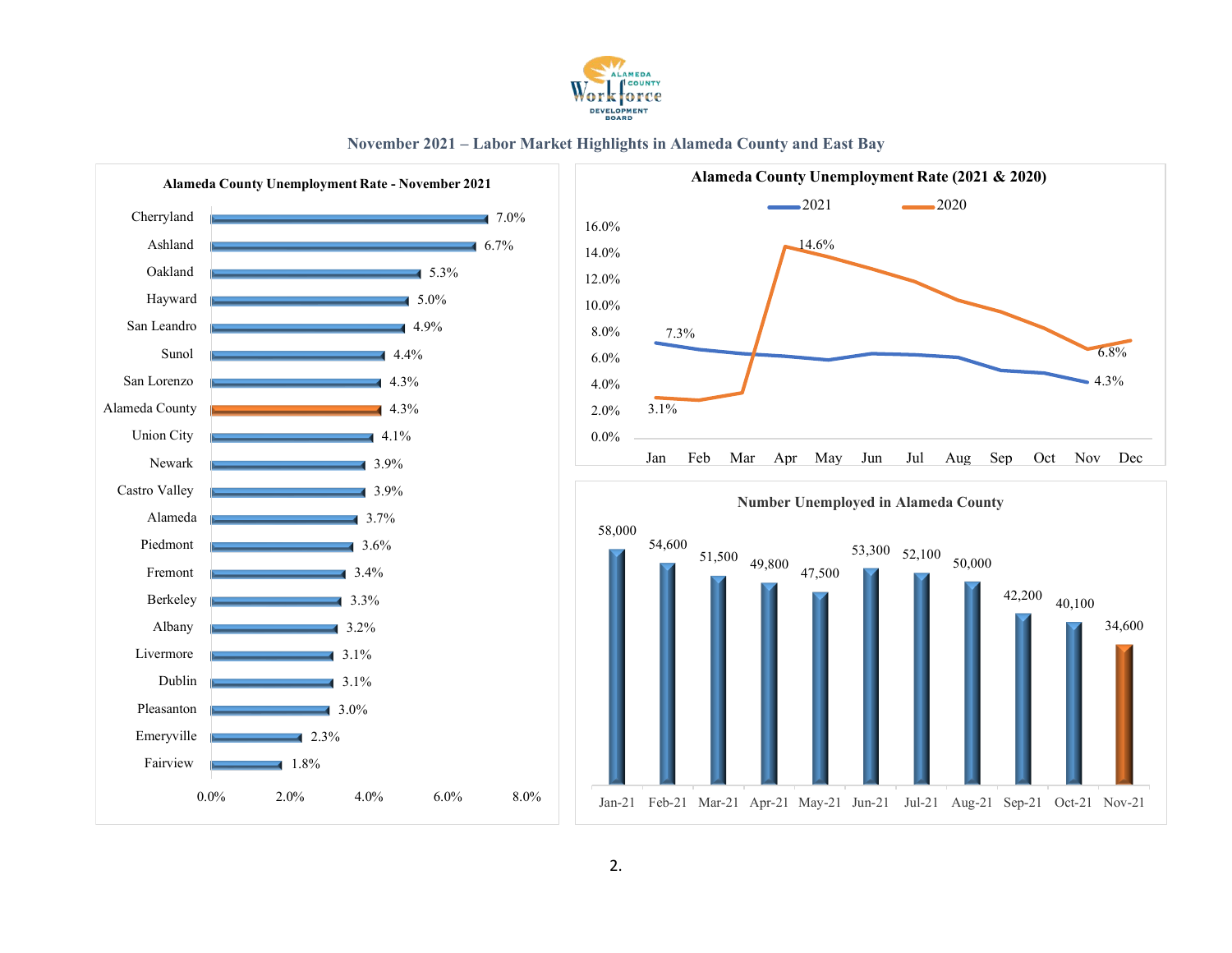# November 2021 – Labor Market Highlights in Alameda County and East Bay

## Alameda County Unemployment Rate - November 2021

| Area | Unemployment Rate |
|---|---|
| Cherryland | 7.0% |
| Ashland | 6.7% |
| Oakland | 5.3% |
| Hayward | 5.0% |
| San Leandro | 4.9% |
| Sunol | 4.4% |
| San Lorenzo | 4.3% |
| Alameda County | 4.3% |
| Union City | 4.1% |
| Newark | 3.9% |
| Castro Valley | 3.9% |
| Alameda | 3.7% |
| Piedmont | 3.6% |
| Fremont | 3.4% |
| Berkeley | 3.3% |
| Albany | 3.2% |
| Livermore | 3.1% |
| Dublin | 3.1% |
| Pleasanton | 3.0% |
| Emeryville | 2.3% |
| Fairview | 1.8% |

## Alameda County Unemployment Rate (2021 & 2020)

| Year | Jan | Apr | Nov |
|---|---|---|---|
| 2021 | 7.3% | | 4.3% |
| 2020 | 3.1% | 14.6% | 6.8% |

## Number Unemployed in Alameda County

| Month | Number Unemployed |
|---|---|
| Jan-21 | 58,000 |
| Feb-21 | 54,600 |
| Mar-21 | 51,500 |
| Apr-21 | 49,800 |
| May-21 | 47,500 |
| Jun-21 | 53,300 |
| Jul-21 | 52,100 |
| Aug-21 | 50,000 |
| Sep-21 | 42,200 |
| Oct-21 | 40,100 |
| Nov-21 | 34,600 |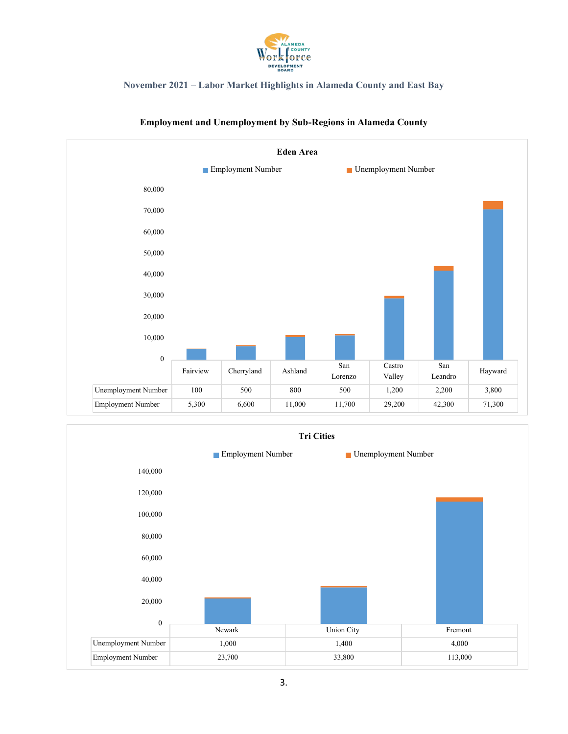November 2021 – Labor Market Highlights in Alameda County and East Bay

## Employment and Unemployment by Sub-Regions in Alameda County

### Eden Area

| | Fairview | Cherryland | Ashland | San Lorenzo | Castro Valley | San Leandro | Hayward |
|---|---|---|---|---|---|---|---|
| Unemployment Number | 100 | 500 | 800 | 500 | 1,200 | 2,200 | 3,800 |
| Employment Number | 5,300 | 6,600 | 11,000 | 11,700 | 29,200 | 42,300 | 71,300 |

### Tri Cities

| | Newark | Union City | Fremont |
|---|---|---|---|
| Unemployment Number | 1,000 | 1,400 | 4,000 |
| Employment Number | 23,700 | 33,800 | 113,000 |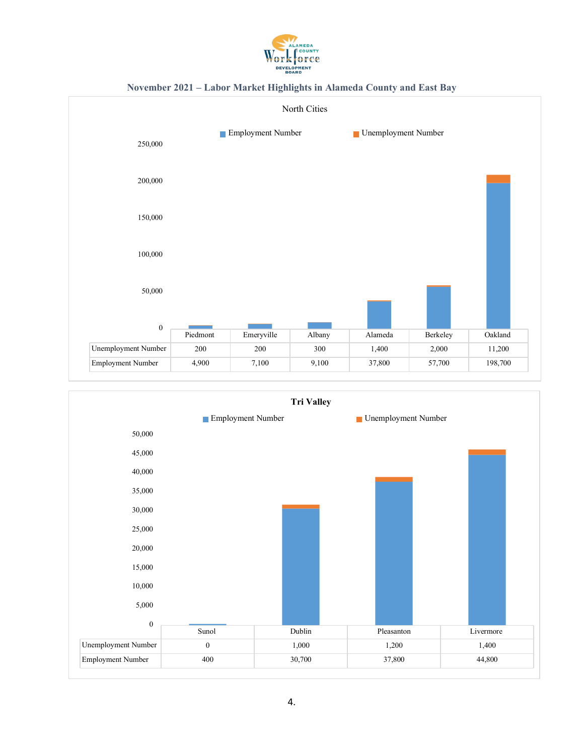## November 2021 – Labor Market Highlights in Alameda County and East Bay

### North Cities

| | Piedmont | Emeryville | Albany | Alameda | Berkeley | Oakland |
|---|---|---|---|---|---|---|
| Unemployment Number | 200 | 200 | 300 | 1,400 | 2,000 | 11,200 |
| Employment Number | 4,900 | 7,100 | 9,100 | 37,800 | 57,700 | 198,700 |

### Tri Valley

| | Sunol | Dublin | Pleasanton | Livermore |
|---|---|---|---|---|
| Unemployment Number | 0 | 1,000 | 1,200 | 1,400 |
| Employment Number | 400 | 30,700 | 37,800 | 44,800 |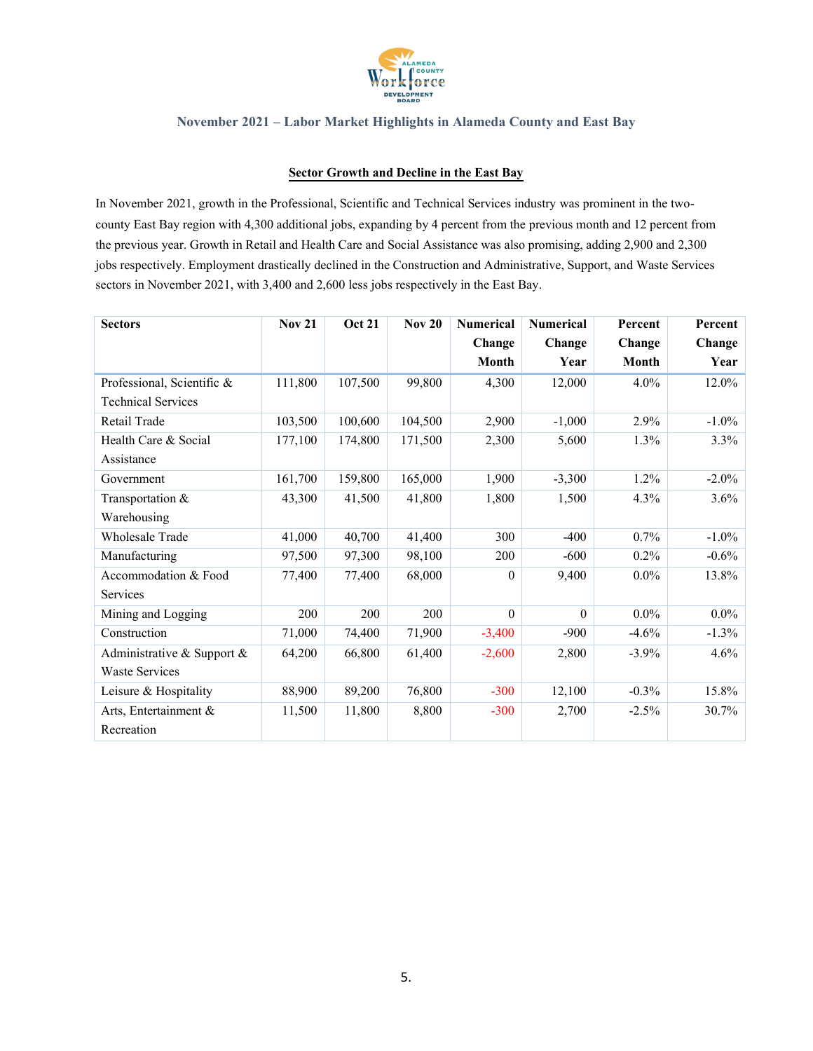## November 2021 – Labor Market Highlights in Alameda County and East Bay

### Sector Growth and Decline in the East Bay

In November 2021, growth in the Professional, Scientific and Technical Services industry was prominent in the two-county East Bay region with 4,300 additional jobs, expanding by 4 percent from the previous month and 12 percent from the previous year. Growth in Retail and Health Care and Social Assistance was also promising, adding 2,900 and 2,300 jobs respectively. Employment drastically declined in the Construction and Administrative, Support, and Waste Services sectors in November 2021, with 3,400 and 2,600 less jobs respectively in the East Bay.

| Sectors | Nov 21 | Oct 21 | Nov 20 | Numerical Change Month | Numerical Change Year | Percent Change Month | Percent Change Year |
|---|---|---|---|---|---|---|---|
| Professional, Scientific & Technical Services | 111,800 | 107,500 | 99,800 | 4,300 | 12,000 | 4.0% | 12.0% |
| Retail Trade | 103,500 | 100,600 | 104,500 | 2,900 | -1,000 | 2.9% | -1.0% |
| Health Care & Social Assistance | 177,100 | 174,800 | 171,500 | 2,300 | 5,600 | 1.3% | 3.3% |
| Government | 161,700 | 159,800 | 165,000 | 1,900 | -3,300 | 1.2% | -2.0% |
| Transportation & Warehousing | 43,300 | 41,500 | 41,800 | 1,800 | 1,500 | 4.3% | 3.6% |
| Wholesale Trade | 41,000 | 40,700 | 41,400 | 300 | -400 | 0.7% | -1.0% |
| Manufacturing | 97,500 | 97,300 | 98,100 | 200 | -600 | 0.2% | -0.6% |
| Accommodation & Food Services | 77,400 | 77,400 | 68,000 | 0 | 9,400 | 0.0% | 13.8% |
| Mining and Logging | 200 | 200 | 200 | 0 | 0 | 0.0% | 0.0% |
| Construction | 71,000 | 74,400 | 71,900 | -3,400 | -900 | -4.6% | -1.3% |
| Administrative & Support & Waste Services | 64,200 | 66,800 | 61,400 | -2,600 | 2,800 | -3.9% | 4.6% |
| Leisure & Hospitality | 88,900 | 89,200 | 76,800 | -300 | 12,100 | -0.3% | 15.8% |
| Arts, Entertainment & Recreation | 11,500 | 11,800 | 8,800 | -300 | 2,700 | -2.5% | 30.7% |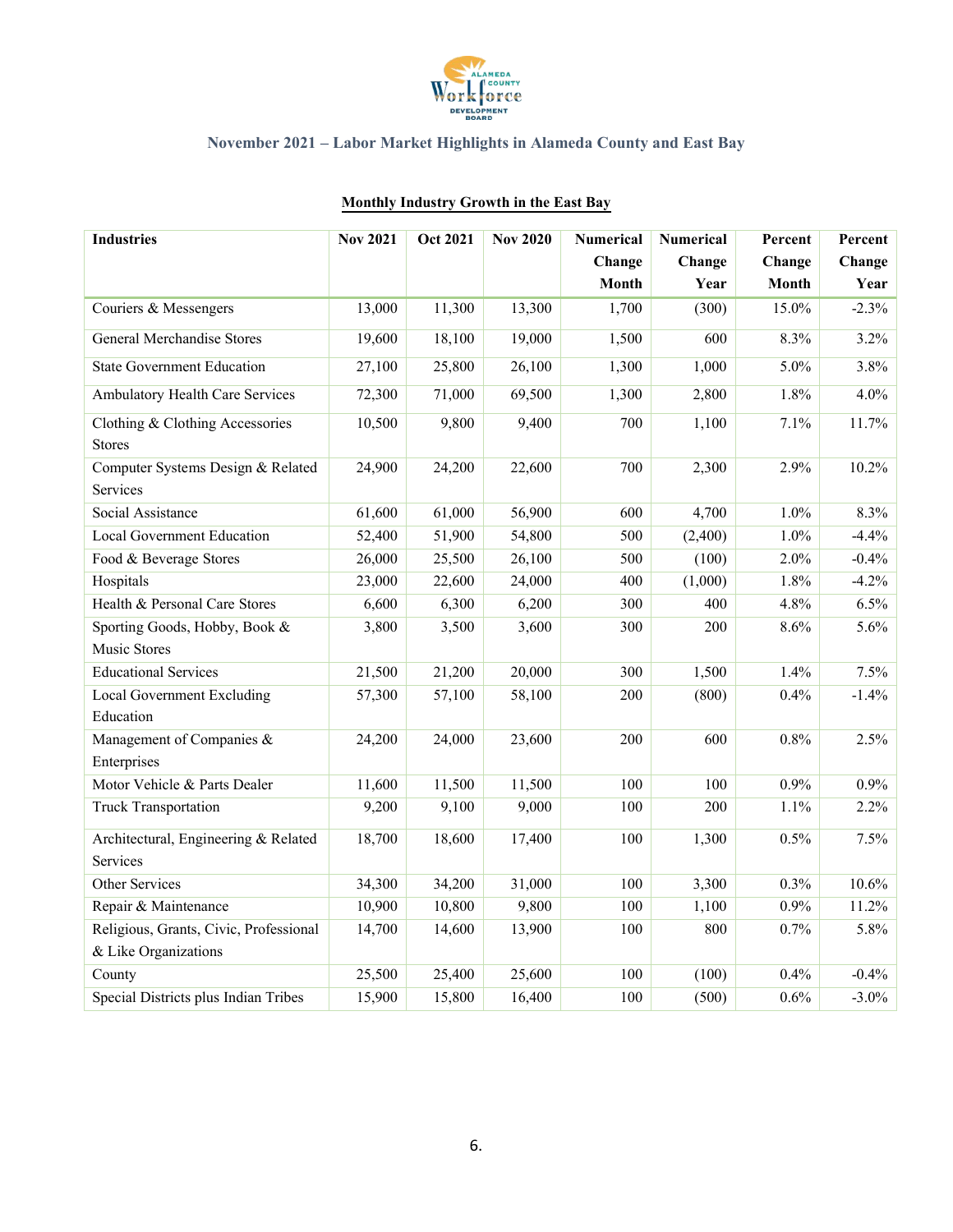November 2021 – Labor Market Highlights in Alameda County and East Bay

## Monthly Industry Growth in the East Bay

| Industries | Nov 2021 | Oct 2021 | Nov 2020 | Numerical Change Month | Numerical Change Year | Percent Change Month | Percent Change Year |
|---|---|---|---|---|---|---|---|
| Couriers & Messengers | 13,000 | 11,300 | 13,300 | 1,700 | (300) | 15.0% | -2.3% |
| General Merchandise Stores | 19,600 | 18,100 | 19,000 | 1,500 | 600 | 8.3% | 3.2% |
| State Government Education | 27,100 | 25,800 | 26,100 | 1,300 | 1,000 | 5.0% | 3.8% |
| Ambulatory Health Care Services | 72,300 | 71,000 | 69,500 | 1,300 | 2,800 | 1.8% | 4.0% |
| Clothing & Clothing Accessories Stores | 10,500 | 9,800 | 9,400 | 700 | 1,100 | 7.1% | 11.7% |
| Computer Systems Design & Related Services | 24,900 | 24,200 | 22,600 | 700 | 2,300 | 2.9% | 10.2% |
| Social Assistance | 61,600 | 61,000 | 56,900 | 600 | 4,700 | 1.0% | 8.3% |
| Local Government Education | 52,400 | 51,900 | 54,800 | 500 | (2,400) | 1.0% | -4.4% |
| Food & Beverage Stores | 26,000 | 25,500 | 26,100 | 500 | (100) | 2.0% | -0.4% |
| Hospitals | 23,000 | 22,600 | 24,000 | 400 | (1,000) | 1.8% | -4.2% |
| Health & Personal Care Stores | 6,600 | 6,300 | 6,200 | 300 | 400 | 4.8% | 6.5% |
| Sporting Goods, Hobby, Book & Music Stores | 3,800 | 3,500 | 3,600 | 300 | 200 | 8.6% | 5.6% |
| Educational Services | 21,500 | 21,200 | 20,000 | 300 | 1,500 | 1.4% | 7.5% |
| Local Government Excluding Education | 57,300 | 57,100 | 58,100 | 200 | (800) | 0.4% | -1.4% |
| Management of Companies & Enterprises | 24,200 | 24,000 | 23,600 | 200 | 600 | 0.8% | 2.5% |
| Motor Vehicle & Parts Dealer | 11,600 | 11,500 | 11,500 | 100 | 100 | 0.9% | 0.9% |
| Truck Transportation | 9,200 | 9,100 | 9,000 | 100 | 200 | 1.1% | 2.2% |
| Architectural, Engineering & Related Services | 18,700 | 18,600 | 17,400 | 100 | 1,300 | 0.5% | 7.5% |
| Other Services | 34,300 | 34,200 | 31,000 | 100 | 3,300 | 0.3% | 10.6% |
| Repair & Maintenance | 10,900 | 10,800 | 9,800 | 100 | 1,100 | 0.9% | 11.2% |
| Religious, Grants, Civic, Professional & Like Organizations | 14,700 | 14,600 | 13,900 | 100 | 800 | 0.7% | 5.8% |
| County | 25,500 | 25,400 | 25,600 | 100 | (100) | 0.4% | -0.4% |
| Special Districts plus Indian Tribes | 15,900 | 15,800 | 16,400 | 100 | (500) | 0.6% | -3.0% |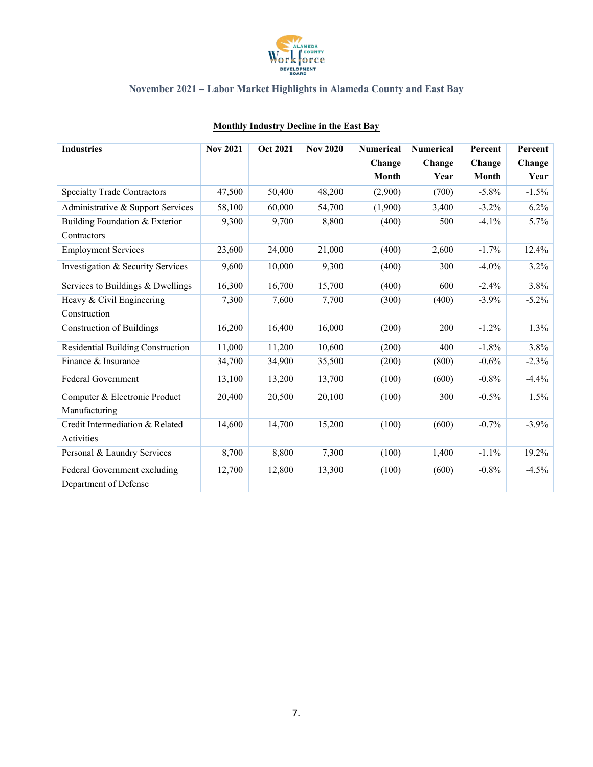## November 2021 – Labor Market Highlights in Alameda County and East Bay

### Monthly Industry Decline in the East Bay

| Industries | Nov 2021 | Oct 2021 | Nov 2020 | Numerical Change Month | Numerical Change Year | Percent Change Month | Percent Change Year |
|---|---|---|---|---|---|---|---|
| Specialty Trade Contractors | 47,500 | 50,400 | 48,200 | (2,900) | (700) | -5.8% | -1.5% |
| Administrative & Support Services | 58,100 | 60,000 | 54,700 | (1,900) | 3,400 | -3.2% | 6.2% |
| Building Foundation & Exterior Contractors | 9,300 | 9,700 | 8,800 | (400) | 500 | -4.1% | 5.7% |
| Employment Services | 23,600 | 24,000 | 21,000 | (400) | 2,600 | -1.7% | 12.4% |
| Investigation & Security Services | 9,600 | 10,000 | 9,300 | (400) | 300 | -4.0% | 3.2% |
| Services to Buildings & Dwellings | 16,300 | 16,700 | 15,700 | (400) | 600 | -2.4% | 3.8% |
| Heavy & Civil Engineering Construction | 7,300 | 7,600 | 7,700 | (300) | (400) | -3.9% | -5.2% |
| Construction of Buildings | 16,200 | 16,400 | 16,000 | (200) | 200 | -1.2% | 1.3% |
| Residential Building Construction | 11,000 | 11,200 | 10,600 | (200) | 400 | -1.8% | 3.8% |
| Finance & Insurance | 34,700 | 34,900 | 35,500 | (200) | (800) | -0.6% | -2.3% |
| Federal Government | 13,100 | 13,200 | 13,700 | (100) | (600) | -0.8% | -4.4% |
| Computer & Electronic Product Manufacturing | 20,400 | 20,500 | 20,100 | (100) | 300 | -0.5% | 1.5% |
| Credit Intermediation & Related Activities | 14,600 | 14,700 | 15,200 | (100) | (600) | -0.7% | -3.9% |
| Personal & Laundry Services | 8,700 | 8,800 | 7,300 | (100) | 1,400 | -1.1% | 19.2% |
| Federal Government excluding Department of Defense | 12,700 | 12,800 | 13,300 | (100) | (600) | -0.8% | -4.5% |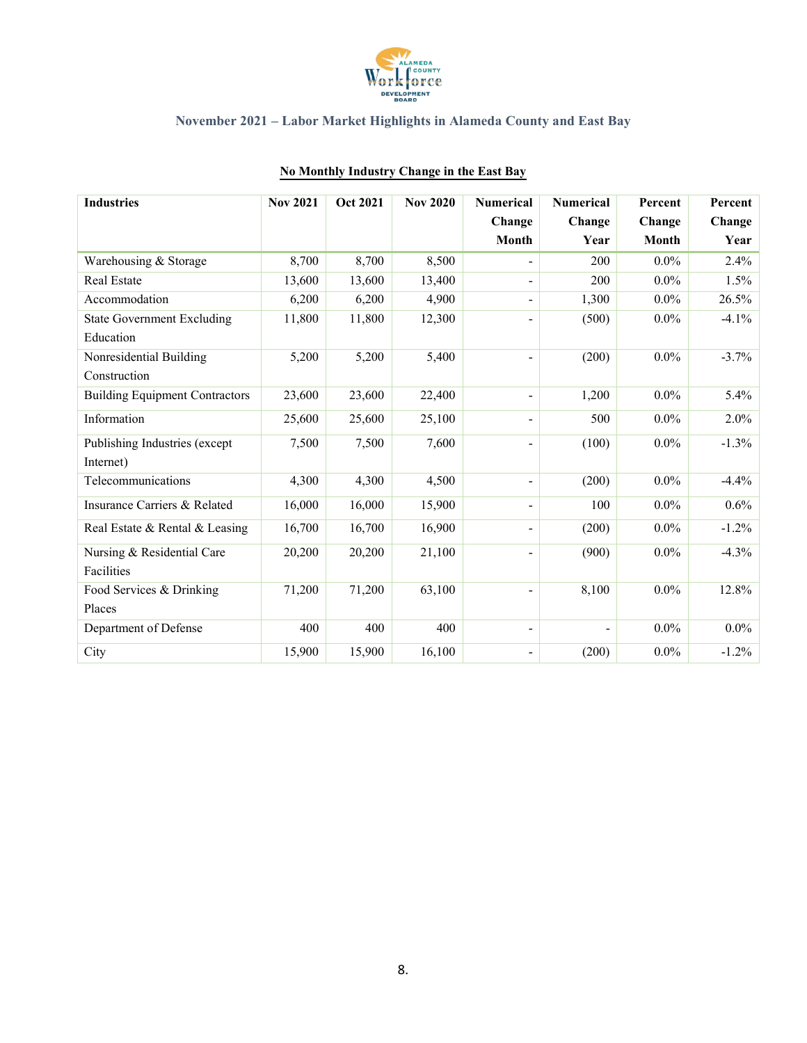November 2021 – Labor Market Highlights in Alameda County and East Bay

## No Monthly Industry Change in the East Bay

| Industries | Nov 2021 | Oct 2021 | Nov 2020 | Numerical Change Month | Numerical Change Year | Percent Change Month | Percent Change Year |
|---|---|---|---|---|---|---|---|
| Warehousing & Storage | 8,700 | 8,700 | 8,500 | - | 200 | 0.0% | 2.4% |
| Real Estate | 13,600 | 13,600 | 13,400 | - | 200 | 0.0% | 1.5% |
| Accommodation | 6,200 | 6,200 | 4,900 | - | 1,300 | 0.0% | 26.5% |
| State Government Excluding Education | 11,800 | 11,800 | 12,300 | - | (500) | 0.0% | -4.1% |
| Nonresidential Building Construction | 5,200 | 5,200 | 5,400 | - | (200) | 0.0% | -3.7% |
| Building Equipment Contractors | 23,600 | 23,600 | 22,400 | - | 1,200 | 0.0% | 5.4% |
| Information | 25,600 | 25,600 | 25,100 | - | 500 | 0.0% | 2.0% |
| Publishing Industries (except Internet) | 7,500 | 7,500 | 7,600 | - | (100) | 0.0% | -1.3% |
| Telecommunications | 4,300 | 4,300 | 4,500 | - | (200) | 0.0% | -4.4% |
| Insurance Carriers & Related | 16,000 | 16,000 | 15,900 | - | 100 | 0.0% | 0.6% |
| Real Estate & Rental & Leasing | 16,700 | 16,700 | 16,900 | - | (200) | 0.0% | -1.2% |
| Nursing & Residential Care Facilities | 20,200 | 20,200 | 21,100 | - | (900) | 0.0% | -4.3% |
| Food Services & Drinking Places | 71,200 | 71,200 | 63,100 | - | 8,100 | 0.0% | 12.8% |
| Department of Defense | 400 | 400 | 400 | - | - | 0.0% | 0.0% |
| City | 15,900 | 15,900 | 16,100 | - | (200) | 0.0% | -1.2% |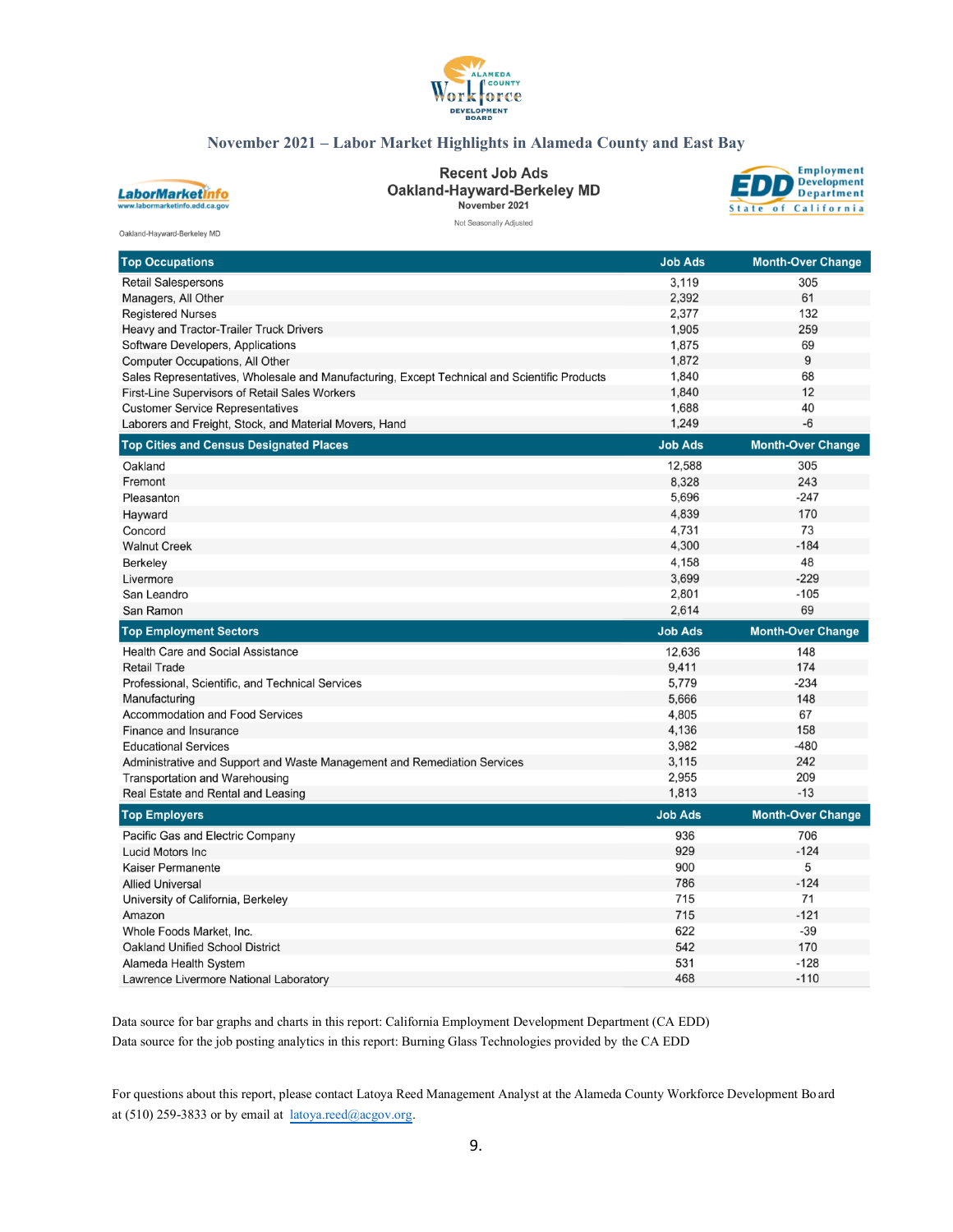## November 2021 – Labor Market Highlights in Alameda County and East Bay

**Recent Job Ads**
**Oakland-Hayward-Berkeley MD**
**November 2021**

Not Seasonally Adjusted

Oakland-Hayward-Berkeley MD

| Top Occupations | Job Ads | Month-Over Change |
|---|---|---|
| Retail Salespersons | 3,119 | 305 |
| Managers, All Other | 2,392 | 61 |
| Registered Nurses | 2,377 | 132 |
| Heavy and Tractor-Trailer Truck Drivers | 1,905 | 259 |
| Software Developers, Applications | 1,875 | 69 |
| Computer Occupations, All Other | 1,872 | 9 |
| Sales Representatives, Wholesale and Manufacturing, Except Technical and Scientific Products | 1,840 | 68 |
| First-Line Supervisors of Retail Sales Workers | 1,840 | 12 |
| Customer Service Representatives | 1,688 | 40 |
| Laborers and Freight, Stock, and Material Movers, Hand | 1,249 | -6 |

| Top Cities and Census Designated Places | Job Ads | Month-Over Change |
|---|---|---|
| Oakland | 12,588 | 305 |
| Fremont | 8,328 | 243 |
| Pleasanton | 5,696 | -247 |
| Hayward | 4,839 | 170 |
| Concord | 4,731 | 73 |
| Walnut Creek | 4,300 | -184 |
| Berkeley | 4,158 | 48 |
| Livermore | 3,699 | -229 |
| San Leandro | 2,801 | -105 |
| San Ramon | 2,614 | 69 |

| Top Employment Sectors | Job Ads | Month-Over Change |
|---|---|---|
| Health Care and Social Assistance | 12,636 | 148 |
| Retail Trade | 9,411 | 174 |
| Professional, Scientific, and Technical Services | 5,779 | -234 |
| Manufacturing | 5,666 | 148 |
| Accommodation and Food Services | 4,805 | 67 |
| Finance and Insurance | 4,136 | 158 |
| Educational Services | 3,982 | -480 |
| Administrative and Support and Waste Management and Remediation Services | 3,115 | 242 |
| Transportation and Warehousing | 2,955 | 209 |
| Real Estate and Rental and Leasing | 1,813 | -13 |

| Top Employers | Job Ads | Month-Over Change |
|---|---|---|
| Pacific Gas and Electric Company | 936 | 706 |
| Lucid Motors Inc | 929 | -124 |
| Kaiser Permanente | 900 | 5 |
| Allied Universal | 786 | -124 |
| University of California, Berkeley | 715 | 71 |
| Amazon | 715 | -121 |
| Whole Foods Market, Inc. | 622 | -39 |
| Oakland Unified School District | 542 | 170 |
| Alameda Health System | 531 | -128 |
| Lawrence Livermore National Laboratory | 468 | -110 |

Data source for bar graphs and charts in this report: California Employment Development Department (CA EDD)
Data source for the job posting analytics in this report: Burning Glass Technologies provided by the CA EDD

For questions about this report, please contact Latoya Reed Management Analyst at the Alameda County Workforce Development Board at (510) 259-3833 or by email at latoya.reed@acgov.org.